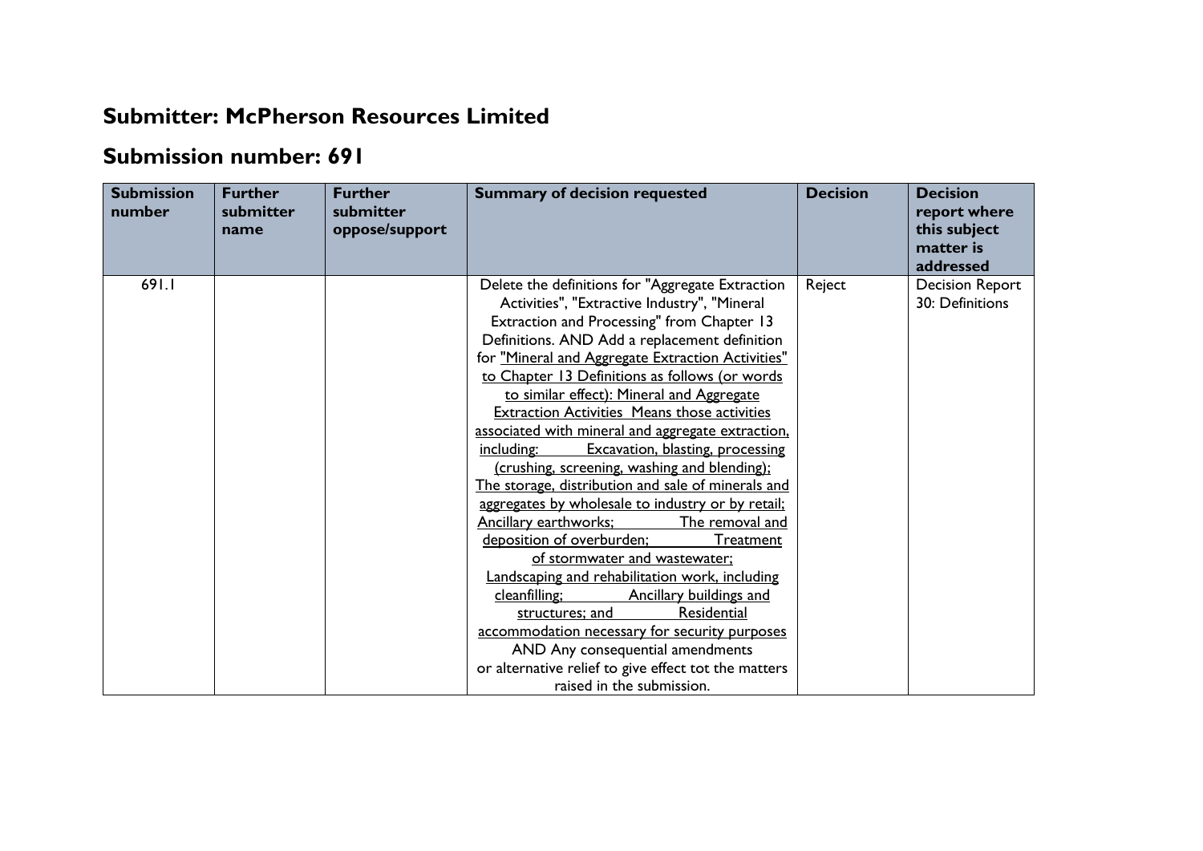## Submitter: McPherson Resources Limited

## Submission number: 691

| Submission number | Further submitter name | Further submitter oppose/support | Summary of decision requested | Decision | Decision report where this subject matter is addressed |
|---|---|---|---|---|---|
| 691.1 | | | Delete the definitions for "Aggregate Extraction Activities", "Extractive Industry", "Mineral Extraction and Processing" from Chapter 13 Definitions. AND Add a replacement definition for "Mineral and Aggregate Extraction Activities" to Chapter 13 Definitions as follows (or words to similar effect): Mineral and Aggregate Extraction Activities Means those activities associated with mineral and aggregate extraction, including: Excavation, blasting, processing (crushing, screening, washing and blending); The storage, distribution and sale of minerals and aggregates by wholesale to industry or by retail; Ancillary earthworks; The removal and deposition of overburden; Treatment of stormwater and wastewater; Landscaping and rehabilitation work, including cleanfilling; Ancillary buildings and structures; and Residential accommodation necessary for security purposes AND Any consequential amendments or alternative relief to give effect tot the matters raised in the submission. | Reject | Decision Report 30: Definitions |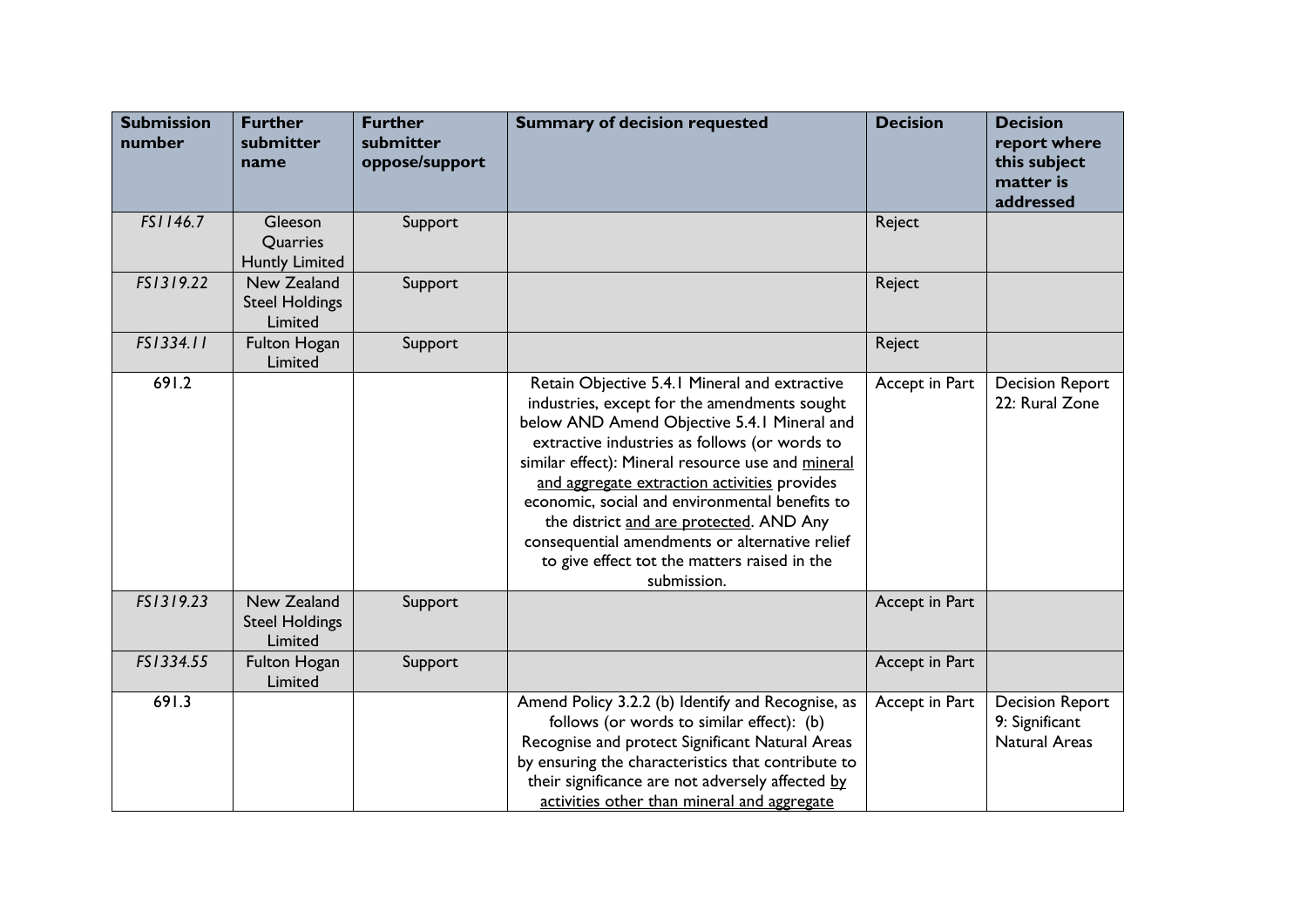| Submission number | Further submitter name | Further submitter oppose/support | Summary of decision requested | Decision | Decision report where this subject matter is addressed |
|---|---|---|---|---|---|
| FS1146.7 | Gleeson Quarries Huntly Limited | Support | | Reject | |
| FS1319.22 | New Zealand Steel Holdings Limited | Support | | Reject | |
| FS1334.11 | Fulton Hogan Limited | Support | | Reject | |
| 691.2 | | | Retain Objective 5.4.1 Mineral and extractive industries, except for the amendments sought below AND Amend Objective 5.4.1 Mineral and extractive industries as follows (or words to similar effect): Mineral resource use and <u>mineral and aggregate extraction activities</u> provides economic, social and environmental benefits to the district <u>and are protected</u>. AND Any consequential amendments or alternative relief to give effect tot the matters raised in the submission. | Accept in Part | Decision Report 22: Rural Zone |
| FS1319.23 | New Zealand Steel Holdings Limited | Support | | Accept in Part | |
| FS1334.55 | Fulton Hogan Limited | Support | | Accept in Part | |
| 691.3 | | | Amend Policy 3.2.2 (b) Identify and Recognise, as follows (or words to similar effect): (b) Recognise and protect Significant Natural Areas by ensuring the characteristics that contribute to their significance are not adversely affected <u>by activities other than mineral and aggregate</u> | Accept in Part | Decision Report 9: Significant Natural Areas |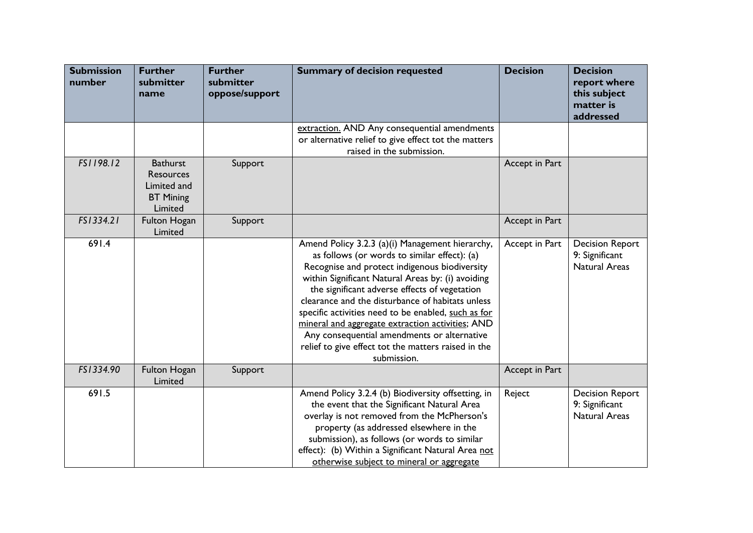| Submission number | Further submitter name | Further submitter oppose/support | Summary of decision requested | Decision | Decision report where this subject matter is addressed |
| --- | --- | --- | --- | --- | --- |
| | | | extraction. AND Any consequential amendments or alternative relief to give effect tot the matters raised in the submission. | | |
| *FS1198.12* | Bathurst Resources Limited and BT Mining Limited | Support | | Accept in Part | |
| *FS1334.21* | Fulton Hogan Limited | Support | | Accept in Part | |
| 691.4 | | | Amend Policy 3.2.3 (a)(i) Management hierarchy, as follows (or words to similar effect): (a) Recognise and protect indigenous biodiversity within Significant Natural Areas by: (i) avoiding the significant adverse effects of vegetation clearance and the disturbance of habitats unless specific activities need to be enabled, <u>such as for mineral and aggregate extraction activities</u>; AND Any consequential amendments or alternative relief to give effect tot the matters raised in the submission. | Accept in Part | Decision Report 9: Significant Natural Areas |
| *FS1334.90* | Fulton Hogan Limited | Support | | Accept in Part | |
| 691.5 | | | Amend Policy 3.2.4 (b) Biodiversity offsetting, in the event that the Significant Natural Area overlay is not removed from the McPherson's property (as addressed elsewhere in the submission), as follows (or words to similar effect): (b) Within a Significant Natural Area <u>not otherwise subject to mineral or aggregate</u> | Reject | Decision Report 9: Significant Natural Areas |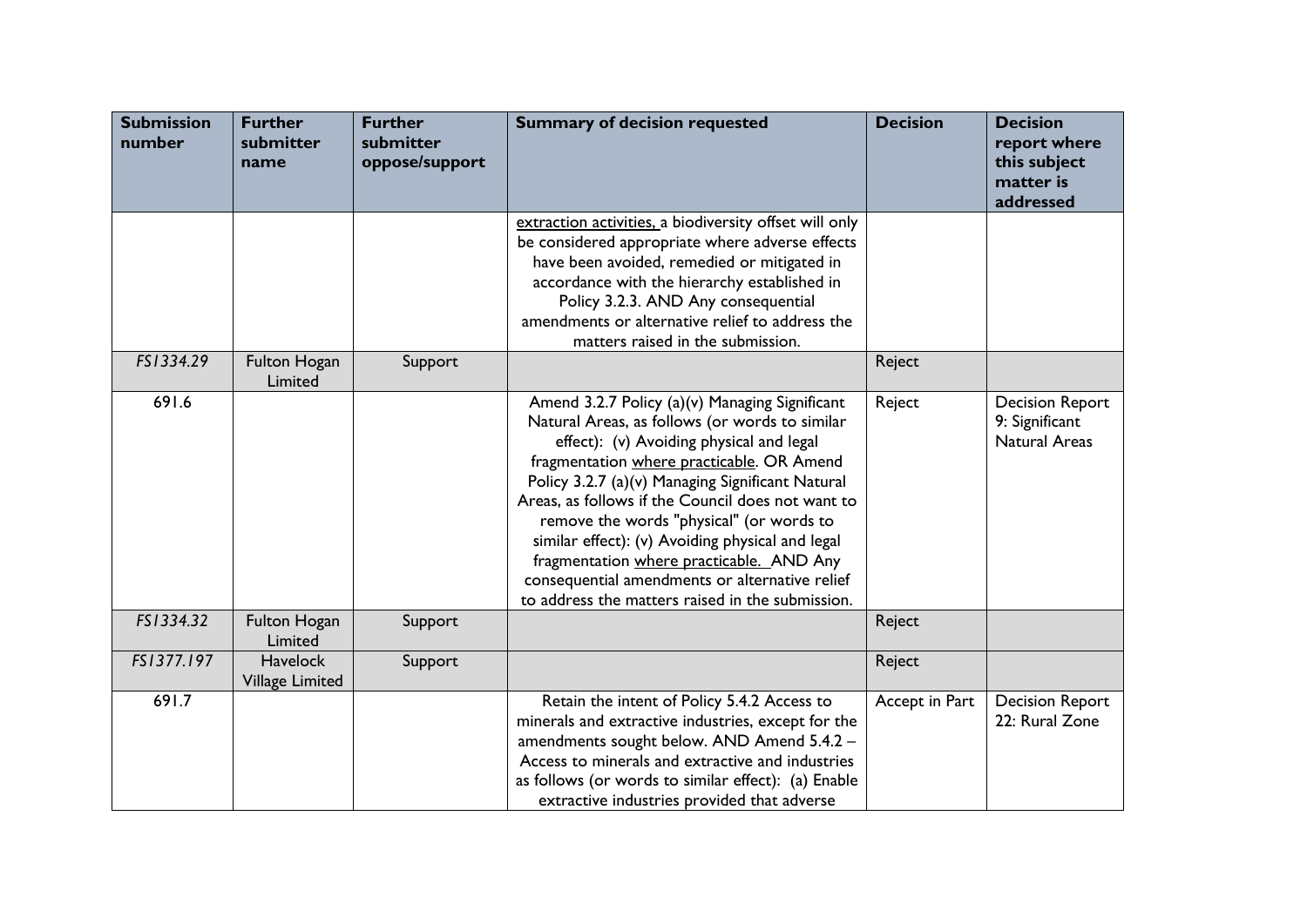| Submission number | Further submitter name | Further submitter oppose/support | Summary of decision requested | Decision | Decision report where this subject matter is addressed |
|---|---|---|---|---|---|
| | | | <u>extraction activities,</u> a biodiversity offset will only be considered appropriate where adverse effects have been avoided, remedied or mitigated in accordance with the hierarchy established in Policy 3.2.3. AND Any consequential amendments or alternative relief to address the matters raised in the submission. | | |
| *FS1334.29* | Fulton Hogan Limited | Support | | Reject | |
| 691.6 | | | Amend 3.2.7 Policy (a)(v) Managing Significant Natural Areas, as follows (or words to similar effect): (v) Avoiding physical and legal fragmentation <u>where practicable</u>. OR Amend Policy 3.2.7 (a)(v) Managing Significant Natural Areas, as follows if the Council does not want to remove the words "physical" (or words to similar effect): (v) Avoiding physical and legal fragmentation <u>where practicable.</u> AND Any consequential amendments or alternative relief to address the matters raised in the submission. | Reject | Decision Report 9: Significant Natural Areas |
| *FS1334.32* | Fulton Hogan Limited | Support | | Reject | |
| *FS1377.197* | Havelock Village Limited | Support | | Reject | |
| 691.7 | | | Retain the intent of Policy 5.4.2 Access to minerals and extractive industries, except for the amendments sought below. AND Amend 5.4.2 – Access to minerals and extractive and industries as follows (or words to similar effect): (a) Enable extractive industries provided that adverse | Accept in Part | Decision Report 22: Rural Zone |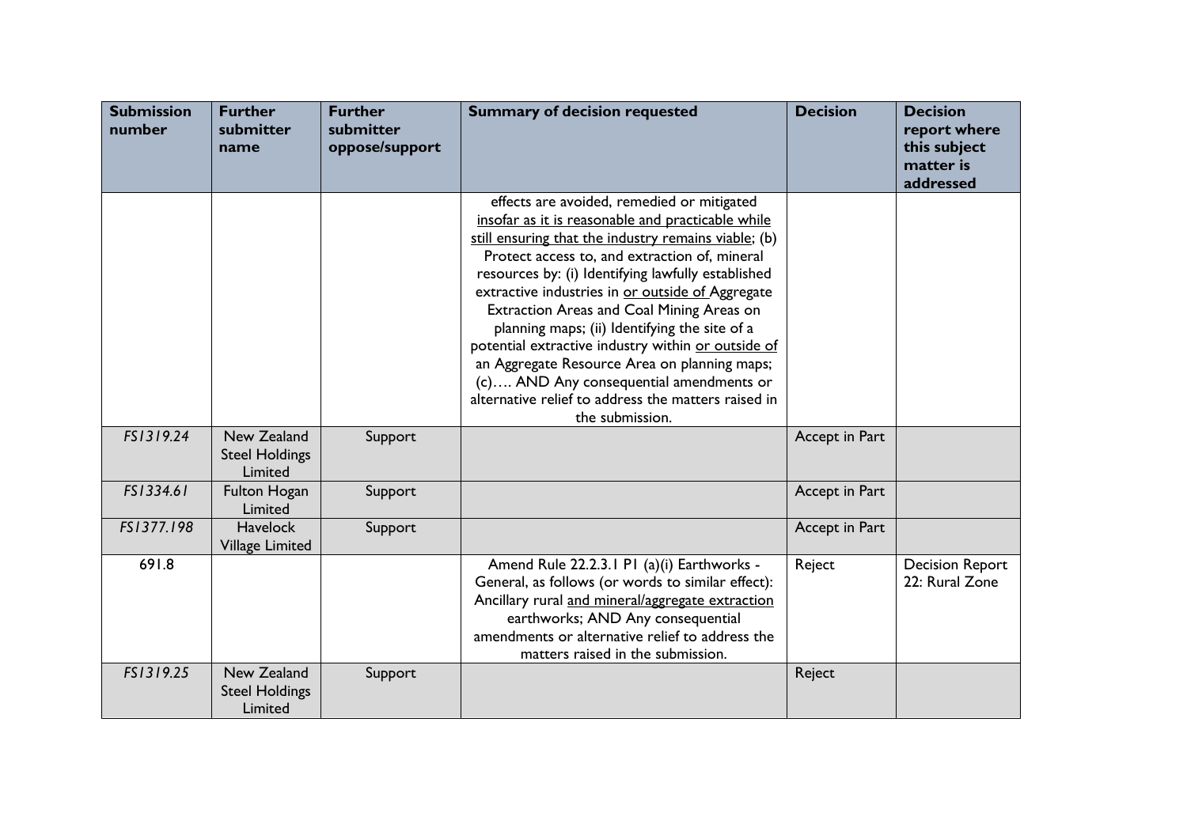| Submission number | Further submitter name | Further submitter oppose/support | Summary of decision requested | Decision | Decision report where this subject matter is addressed |
|---|---|---|---|---|---|
| | | | effects are avoided, remedied or mitigated <u>insofar as it is reasonable and practicable while still ensuring that the industry remains viable</u>; (b) Protect access to, and extraction of, mineral resources by: (i) Identifying lawfully established extractive industries in <u>or outside of</u> Aggregate Extraction Areas and Coal Mining Areas on planning maps; (ii) Identifying the site of a potential extractive industry within <u>or outside of</u> an Aggregate Resource Area on planning maps; (c)…. AND Any consequential amendments or alternative relief to address the matters raised in the submission. | | |
| *FS1319.24* | New Zealand Steel Holdings Limited | Support | | Accept in Part | |
| *FS1334.61* | Fulton Hogan Limited | Support | | Accept in Part | |
| *FS1377.198* | Havelock Village Limited | Support | | Accept in Part | |
| 691.8 | | | Amend Rule 22.2.3.1 P1 (a)(i) Earthworks - General, as follows (or words to similar effect): Ancillary rural <u>and mineral/aggregate extraction</u> earthworks; AND Any consequential amendments or alternative relief to address the matters raised in the submission. | Reject | Decision Report 22: Rural Zone |
| *FS1319.25* | New Zealand Steel Holdings Limited | Support | | Reject | |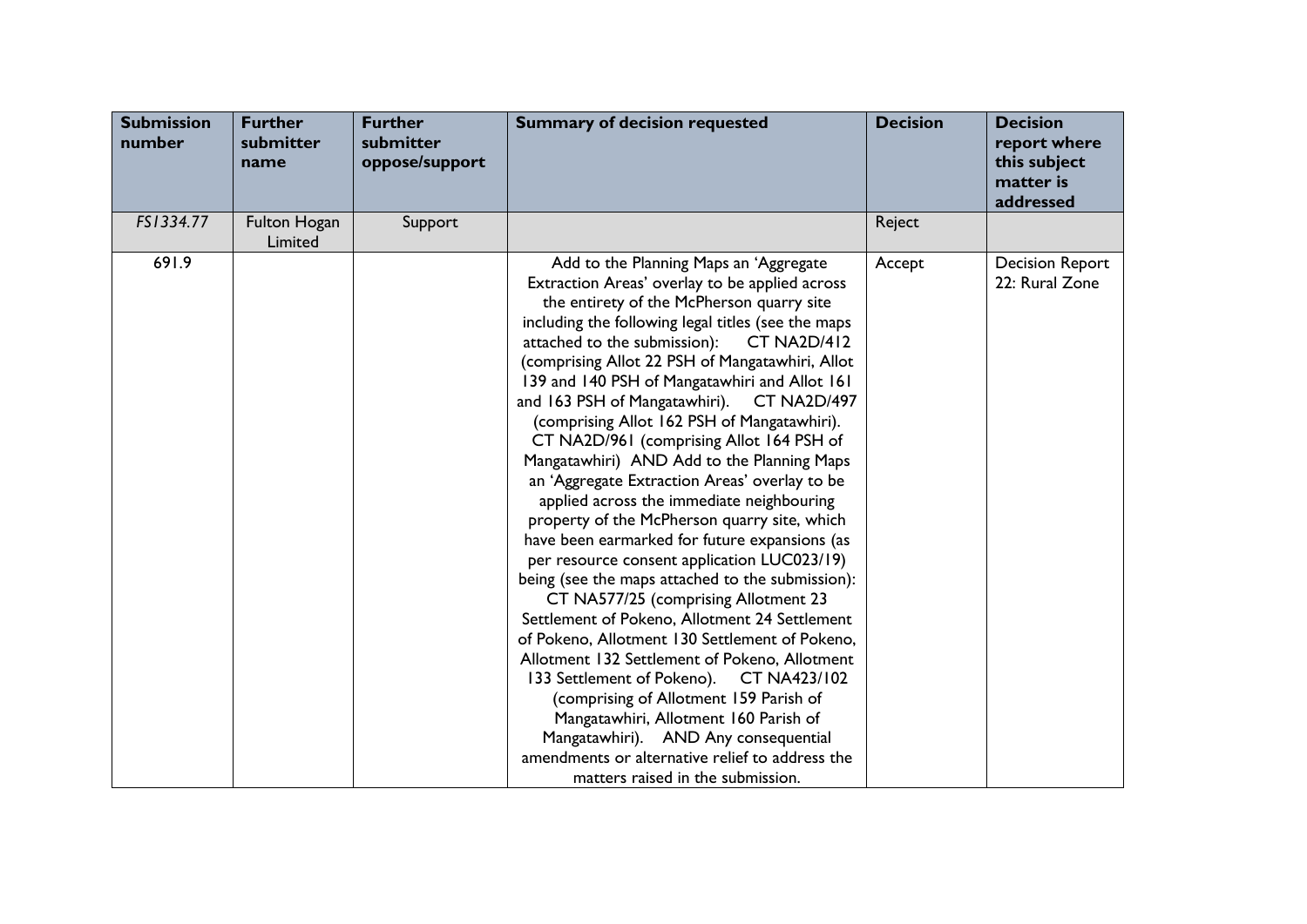| Submission number | Further submitter name | Further submitter oppose/support | Summary of decision requested | Decision | Decision report where this subject matter is addressed |
|---|---|---|---|---|---|
| *FS1334.77* | Fulton Hogan Limited | Support | | Reject | |
| 691.9 | | | Add to the Planning Maps an 'Aggregate Extraction Areas' overlay to be applied across the entirety of the McPherson quarry site including the following legal titles (see the maps attached to the submission): CT NA2D/412 (comprising Allot 22 PSH of Mangatawhiri, Allot 139 and 140 PSH of Mangatawhiri and Allot 161 and 163 PSH of Mangatawhiri). CT NA2D/497 (comprising Allot 162 PSH of Mangatawhiri). CT NA2D/961 (comprising Allot 164 PSH of Mangatawhiri) AND Add to the Planning Maps an 'Aggregate Extraction Areas' overlay to be applied across the immediate neighbouring property of the McPherson quarry site, which have been earmarked for future expansions (as per resource consent application LUC023/19) being (see the maps attached to the submission): CT NA577/25 (comprising Allotment 23 Settlement of Pokeno, Allotment 24 Settlement of Pokeno, Allotment 130 Settlement of Pokeno, Allotment 132 Settlement of Pokeno, Allotment 133 Settlement of Pokeno). CT NA423/102 (comprising of Allotment 159 Parish of Mangatawhiri, Allotment 160 Parish of Mangatawhiri). AND Any consequential amendments or alternative relief to address the matters raised in the submission. | Accept | Decision Report 22: Rural Zone |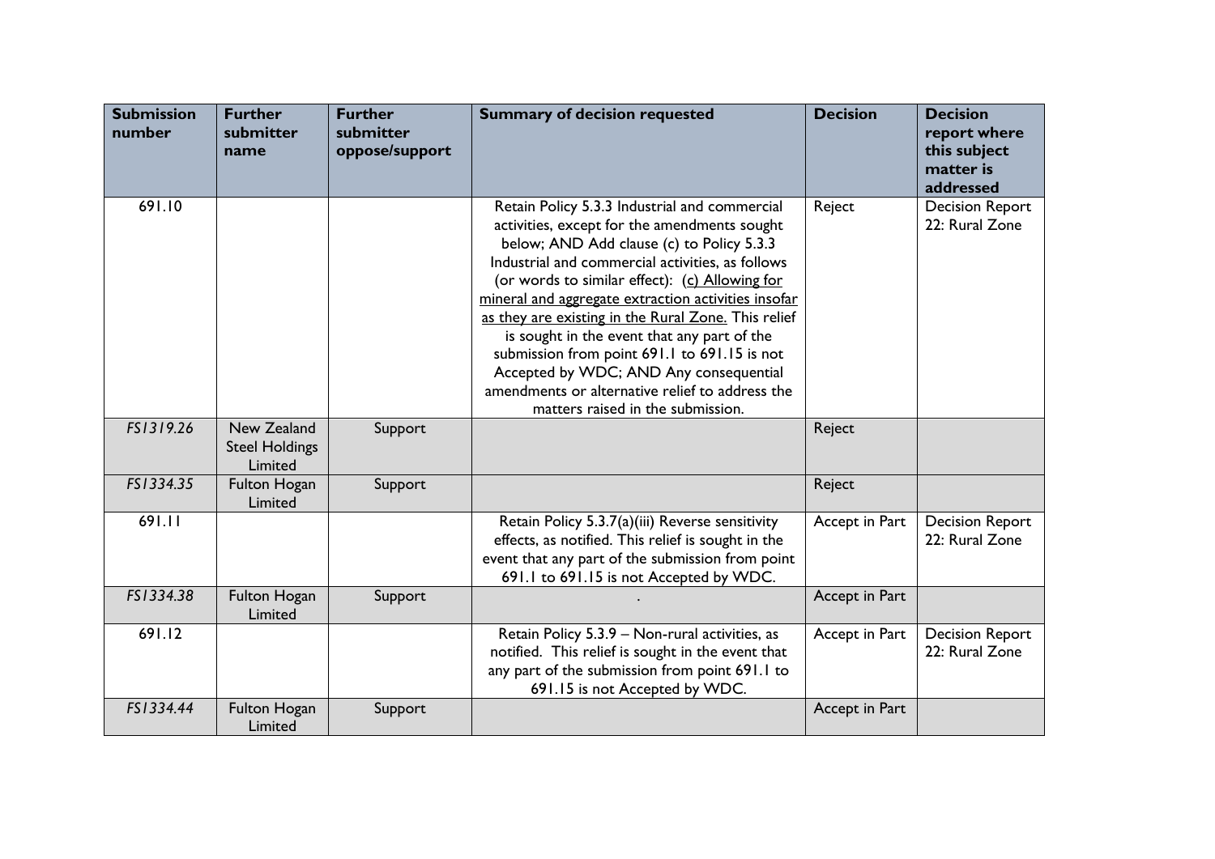| Submission number | Further submitter name | Further submitter oppose/support | Summary of decision requested | Decision | Decision report where this subject matter is addressed |
|---|---|---|---|---|---|
| 691.10 | | | Retain Policy 5.3.3 Industrial and commercial activities, except for the amendments sought below; AND Add clause (c) to Policy 5.3.3 Industrial and commercial activities, as follows (or words to similar effect): (c) Allowing for mineral and aggregate extraction activities insofar as they are existing in the Rural Zone. This relief is sought in the event that any part of the submission from point 691.1 to 691.15 is not Accepted by WDC; AND Any consequential amendments or alternative relief to address the matters raised in the submission. | Reject | Decision Report 22: Rural Zone |
| *FS1319.26* | New Zealand Steel Holdings Limited | Support | | Reject | |
| *FS1334.35* | Fulton Hogan Limited | Support | | Reject | |
| 691.11 | | | Retain Policy 5.3.7(a)(iii) Reverse sensitivity effects, as notified. This relief is sought in the event that any part of the submission from point 691.1 to 691.15 is not Accepted by WDC. | Accept in Part | Decision Report 22: Rural Zone |
| *FS1334.38* | Fulton Hogan Limited | Support | . | Accept in Part | |
| 691.12 | | | Retain Policy 5.3.9 – Non-rural activities, as notified. This relief is sought in the event that any part of the submission from point 691.1 to 691.15 is not Accepted by WDC. | Accept in Part | Decision Report 22: Rural Zone |
| *FS1334.44* | Fulton Hogan Limited | Support | | Accept in Part | |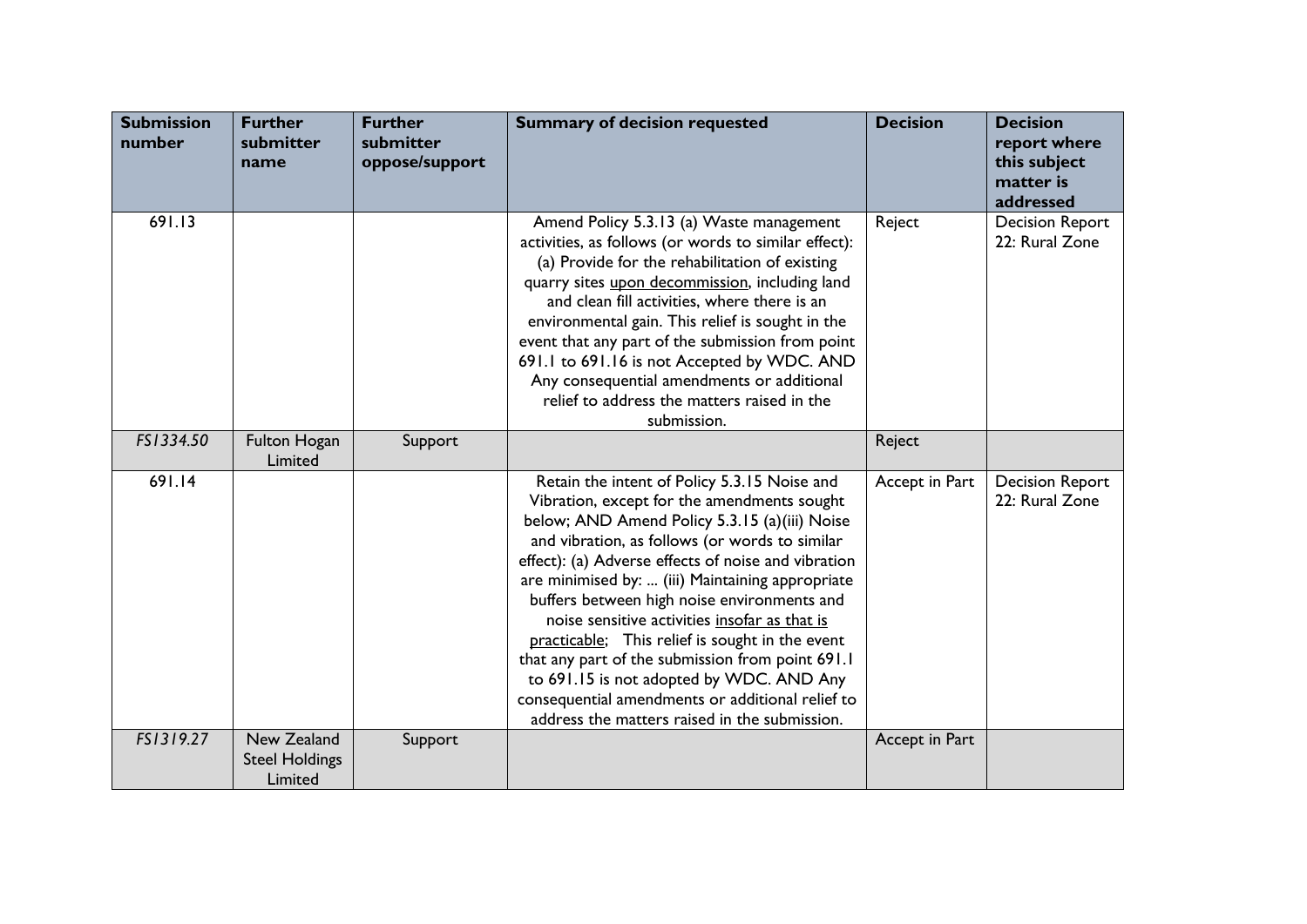| Submission number | Further submitter name | Further submitter oppose/support | Summary of decision requested | Decision | Decision report where this subject matter is addressed |
|---|---|---|---|---|---|
| 691.13 | | | Amend Policy 5.3.13 (a) Waste management activities, as follows (or words to similar effect): (a) Provide for the rehabilitation of existing quarry sites <u>upon decommission</u>, including land and clean fill activities, where there is an environmental gain. This relief is sought in the event that any part of the submission from point 691.1 to 691.16 is not Accepted by WDC. AND Any consequential amendments or additional relief to address the matters raised in the submission. | Reject | Decision Report 22: Rural Zone |
| *FS1334.50* | Fulton Hogan Limited | Support | | Reject | |
| 691.14 | | | Retain the intent of Policy 5.3.15 Noise and Vibration, except for the amendments sought below; AND Amend Policy 5.3.15 (a)(iii) Noise and vibration, as follows (or words to similar effect): (a) Adverse effects of noise and vibration are minimised by: ... (iii) Maintaining appropriate buffers between high noise environments and noise sensitive activities <u>insofar as that is practicable</u>; This relief is sought in the event that any part of the submission from point 691.1 to 691.15 is not adopted by WDC. AND Any consequential amendments or additional relief to address the matters raised in the submission. | Accept in Part | Decision Report 22: Rural Zone |
| *FS1319.27* | New Zealand Steel Holdings Limited | Support | | Accept in Part | |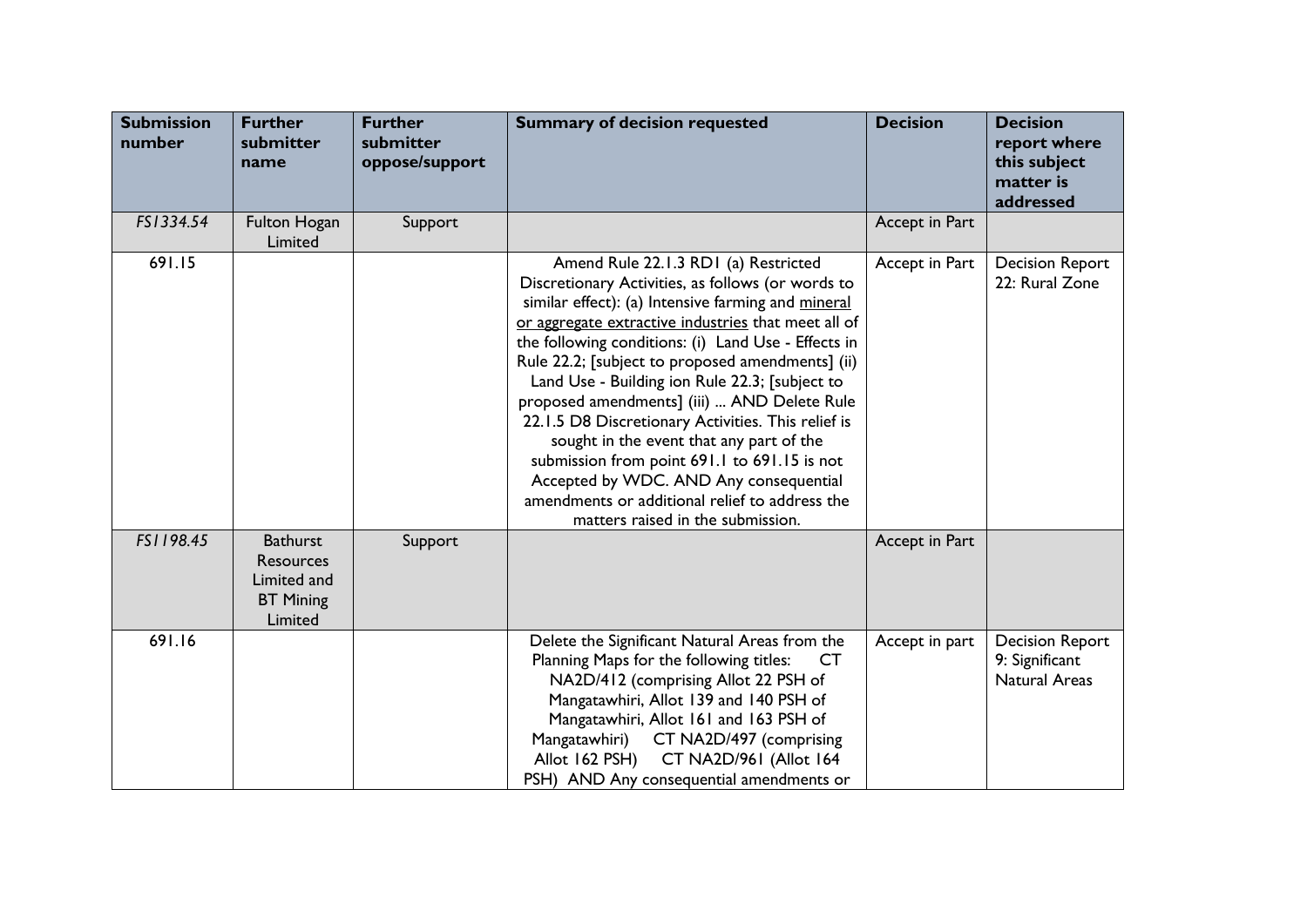| Submission number | Further submitter name | Further submitter oppose/support | Summary of decision requested | Decision | Decision report where this subject matter is addressed |
|---|---|---|---|---|---|
| *FS1334.54* | Fulton Hogan Limited | Support | | Accept in Part | |
| 691.15 | | | Amend Rule 22.1.3 RD1 (a) Restricted Discretionary Activities, as follows (or words to similar effect): (a) Intensive farming and mineral or aggregate extractive industries that meet all of the following conditions: (i) Land Use - Effects in Rule 22.2; [subject to proposed amendments] (ii) Land Use - Building ion Rule 22.3; [subject to proposed amendments] (iii) ... AND Delete Rule 22.1.5 D8 Discretionary Activities. This relief is sought in the event that any part of the submission from point 691.1 to 691.15 is not Accepted by WDC. AND Any consequential amendments or additional relief to address the matters raised in the submission. | Accept in Part | Decision Report 22: Rural Zone |
| *FS1198.45* | Bathurst Resources Limited and BT Mining Limited | Support | | Accept in Part | |
| 691.16 | | | Delete the Significant Natural Areas from the Planning Maps for the following titles: CT NA2D/412 (comprising Allot 22 PSH of Mangatawhiri, Allot 139 and 140 PSH of Mangatawhiri, Allot 161 and 163 PSH of Mangatawhiri) CT NA2D/497 (comprising Allot 162 PSH) CT NA2D/961 (Allot 164 PSH) AND Any consequential amendments or | Accept in part | Decision Report 9: Significant Natural Areas |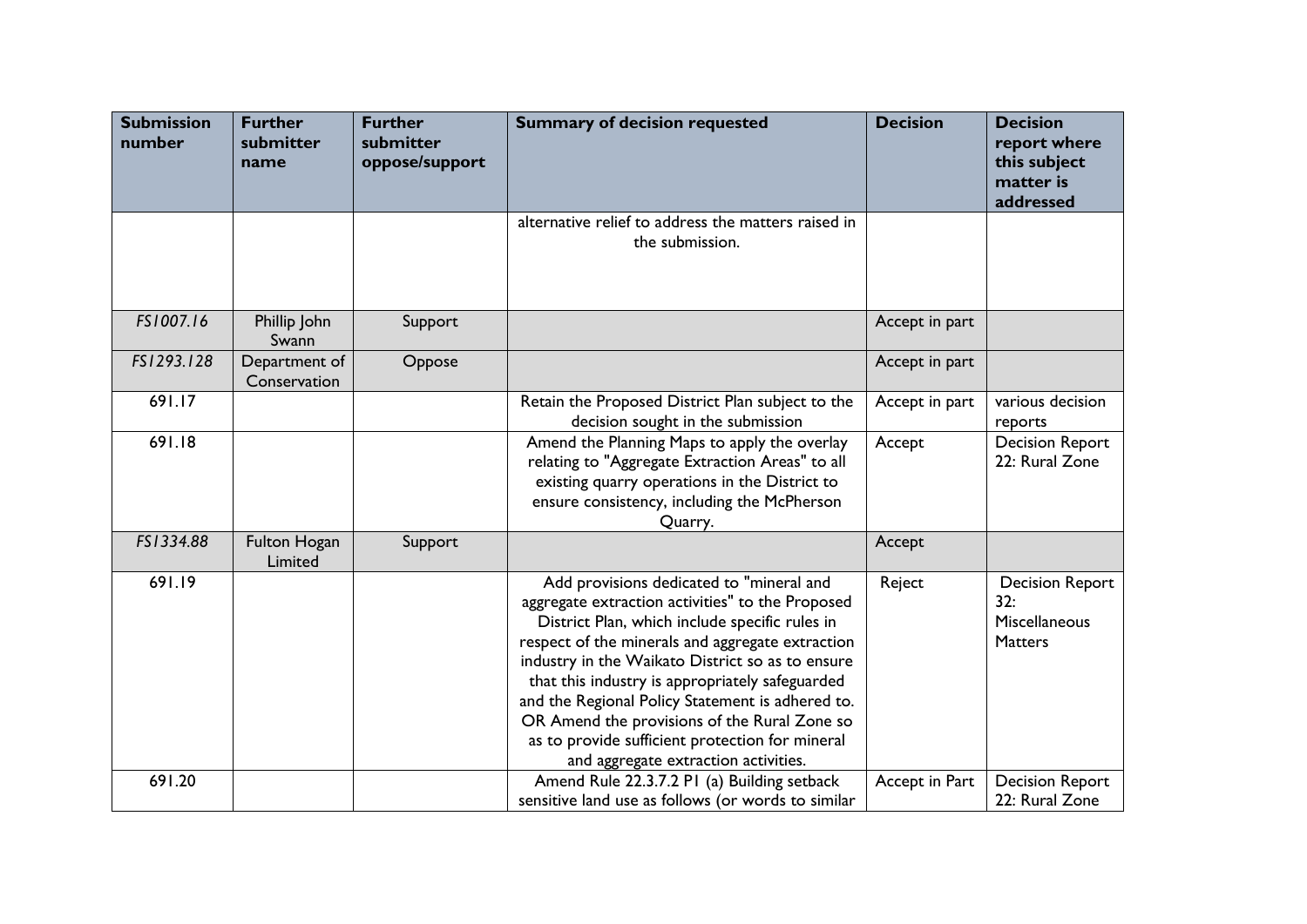| Submission number | Further submitter name | Further submitter oppose/support | Summary of decision requested | Decision | Decision report where this subject matter is addressed |
|---|---|---|---|---|---|
| | | | alternative relief to address the matters raised in the submission. | | |
| *FS1007.16* | Phillip John Swann | Support | | Accept in part | |
| *FS1293.128* | Department of Conservation | Oppose | | Accept in part | |
| 691.17 | | | Retain the Proposed District Plan subject to the decision sought in the submission | Accept in part | various decision reports |
| 691.18 | | | Amend the Planning Maps to apply the overlay relating to "Aggregate Extraction Areas" to all existing quarry operations in the District to ensure consistency, including the McPherson Quarry. | Accept | Decision Report 22: Rural Zone |
| *FS1334.88* | Fulton Hogan Limited | Support | | Accept | |
| 691.19 | | | Add provisions dedicated to "mineral and aggregate extraction activities" to the Proposed District Plan, which include specific rules in respect of the minerals and aggregate extraction industry in the Waikato District so as to ensure that this industry is appropriately safeguarded and the Regional Policy Statement is adhered to. OR Amend the provisions of the Rural Zone so as to provide sufficient protection for mineral and aggregate extraction activities. | Reject | Decision Report 32: Miscellaneous Matters |
| 691.20 | | | Amend Rule 22.3.7.2 P1 (a) Building setback sensitive land use as follows (or words to similar | Accept in Part | Decision Report 22: Rural Zone |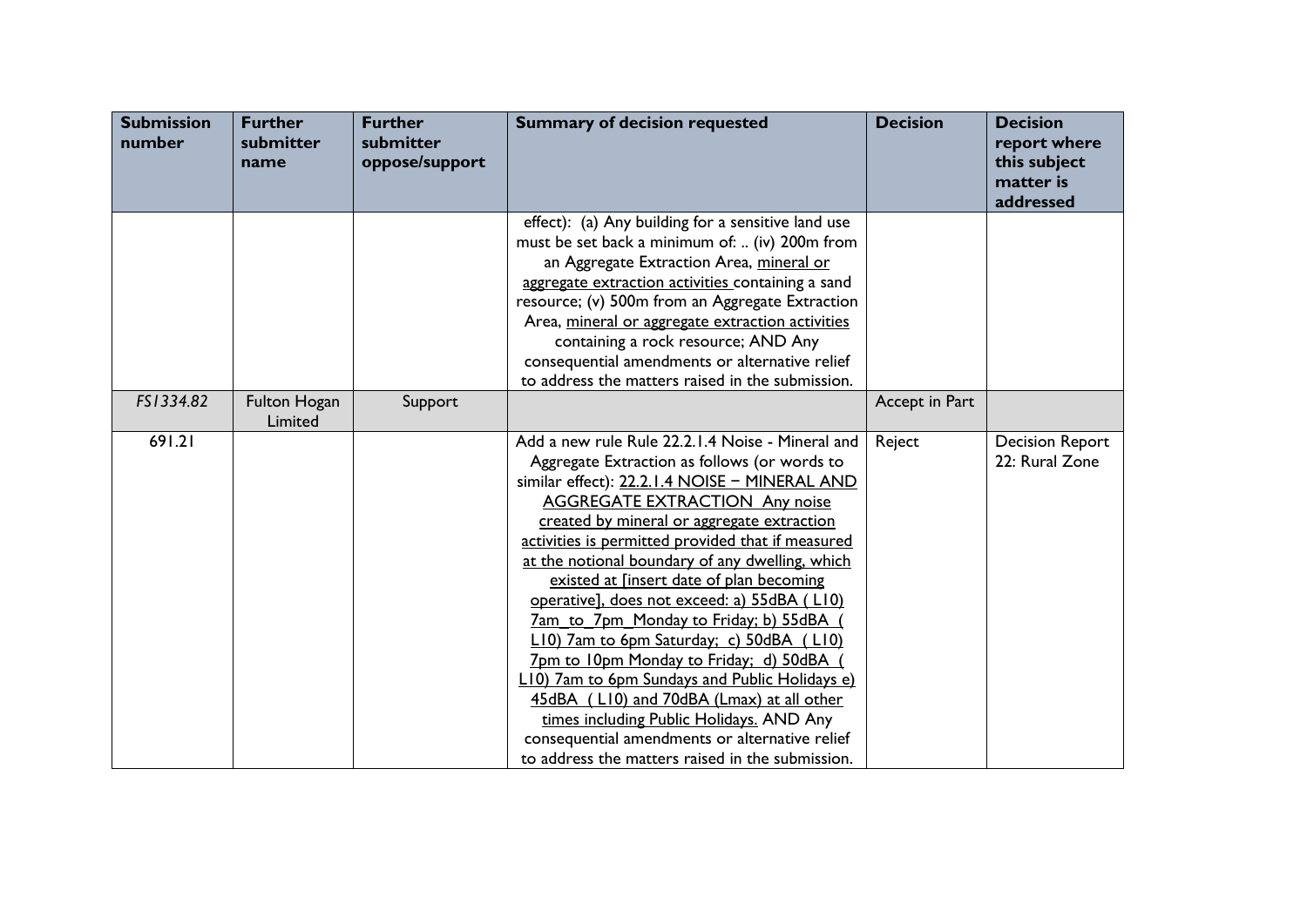| Submission number | Further submitter name | Further submitter oppose/support | Summary of decision requested | Decision | Decision report where this subject matter is addressed |
|---|---|---|---|---|---|
| | | | effect): (a) Any building for a sensitive land use must be set back a minimum of: .. (iv) 200m from an Aggregate Extraction Area, <u>mineral or aggregate extraction activities</u> containing a sand resource; (v) 500m from an Aggregate Extraction Area, <u>mineral or aggregate extraction activities</u> containing a rock resource; AND Any consequential amendments or alternative relief to address the matters raised in the submission. | | |
| *FS1334.82* | Fulton Hogan Limited | Support | | Accept in Part | |
| 691.21 | | | Add a new rule Rule 22.2.1.4 Noise - Mineral and Aggregate Extraction as follows (or words to similar effect): <u>22.2.1.4 NOISE – MINERAL AND AGGREGATE EXTRACTION Any noise created by mineral or aggregate extraction activities is permitted provided that if measured at the notional boundary of any dwelling, which existed at [insert date of plan becoming operative], does not exceed: a) 55dBA ( L10) 7am to 7pm Monday to Friday; b) 55dBA ( L10) 7am to 6pm Saturday; c) 50dBA ( L10) 7pm to 10pm Monday to Friday; d) 50dBA ( L10) 7am to 6pm Sundays and Public Holidays e) 45dBA ( L10) and 70dBA (Lmax) at all other times including Public Holidays.</u> AND Any consequential amendments or alternative relief to address the matters raised in the submission. | Reject | Decision Report 22: Rural Zone |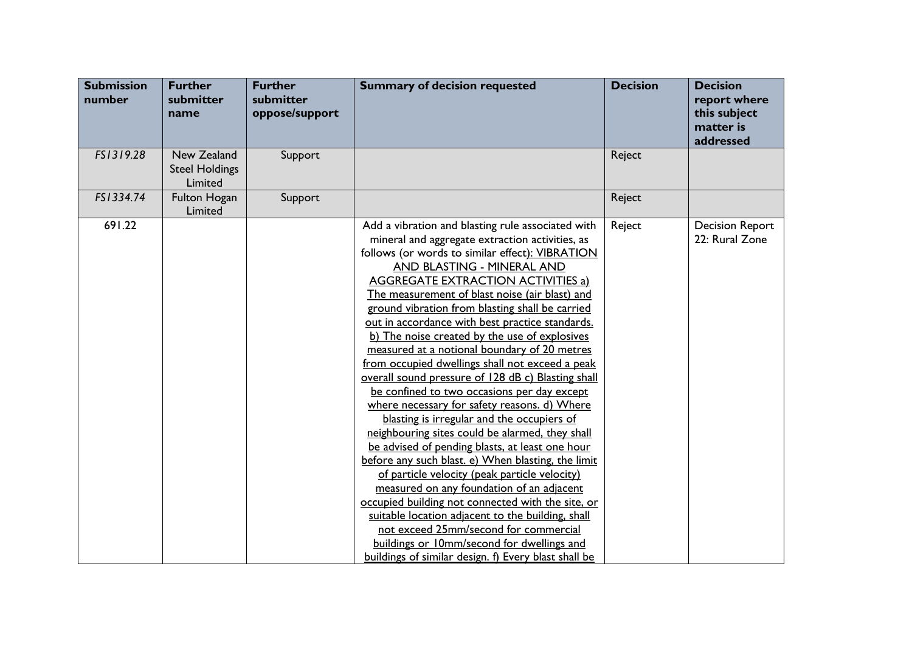| Submission number | Further submitter name | Further submitter oppose/support | Summary of decision requested | Decision | Decision report where this subject matter is addressed |
|---|---|---|---|---|---|
| *FS1319.28* | New Zealand Steel Holdings Limited | Support | | Reject | |
| *FS1334.74* | Fulton Hogan Limited | Support | | Reject | |
| 691.22 | | | Add a vibration and blasting rule associated with mineral and aggregate extraction activities, as follows (or words to similar effect): <u>VIBRATION AND BLASTING - MINERAL AND AGGREGATE EXTRACTION ACTIVITIES a) The measurement of blast noise (air blast) and ground vibration from blasting shall be carried out in accordance with best practice standards. b) The noise created by the use of explosives measured at a notional boundary of 20 metres from occupied dwellings shall not exceed a peak overall sound pressure of 128 dB c) Blasting shall be confined to two occasions per day except where necessary for safety reasons. d) Where blasting is irregular and the occupiers of neighbouring sites could be alarmed, they shall be advised of pending blasts, at least one hour before any such blast. e) When blasting, the limit of particle velocity (peak particle velocity) measured on any foundation of an adjacent occupied building not connected with the site, or suitable location adjacent to the building, shall not exceed 25mm/second for commercial buildings or 10mm/second for dwellings and buildings of similar design. f) Every blast shall be</u> | Reject | Decision Report 22: Rural Zone |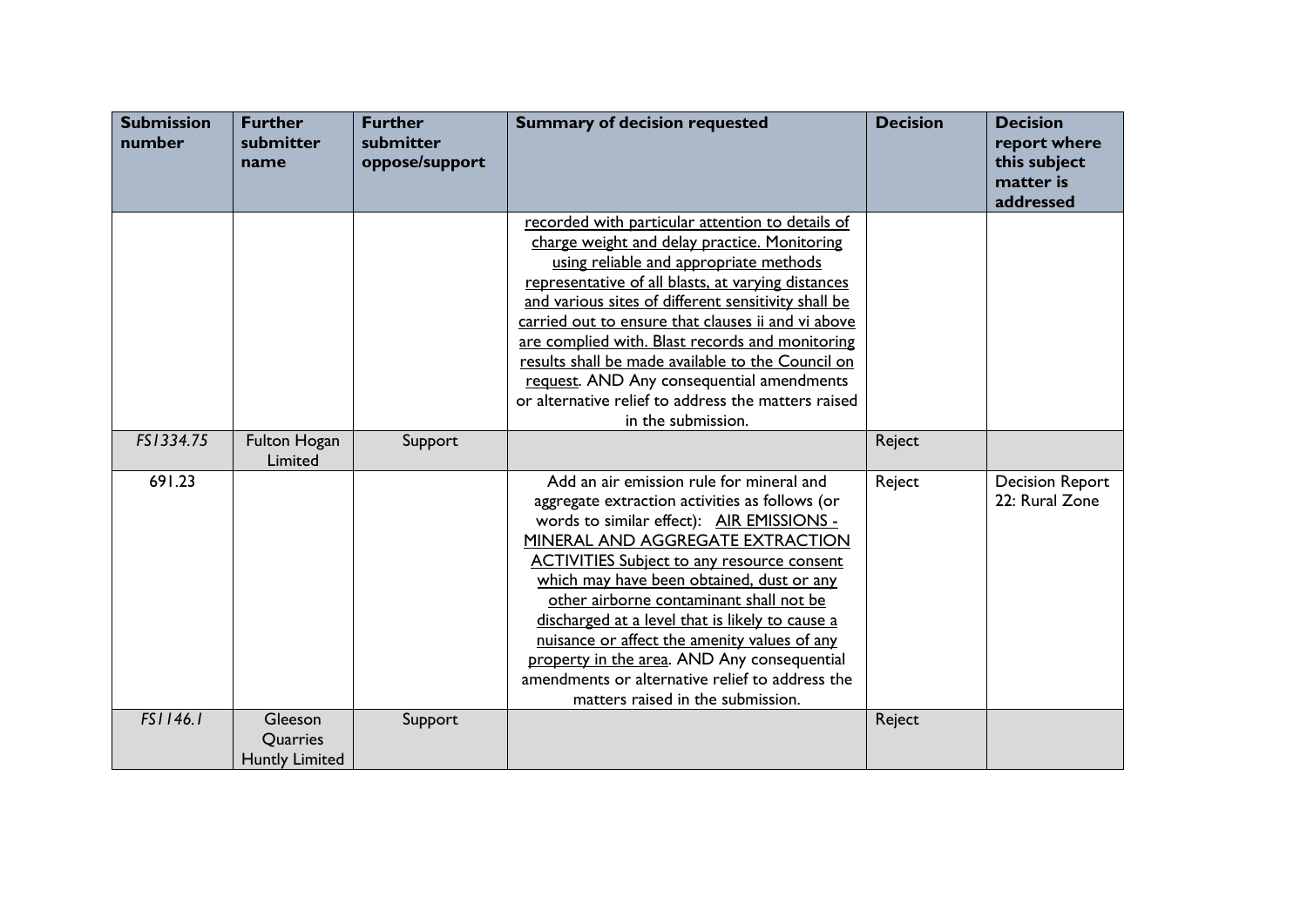| Submission number | Further submitter name | Further submitter oppose/support | Summary of decision requested | Decision | Decision report where this subject matter is addressed |
|---|---|---|---|---|---|
| | | | recorded with particular attention to details of charge weight and delay practice. Monitoring using reliable and appropriate methods representative of all blasts, at varying distances and various sites of different sensitivity shall be carried out to ensure that clauses ii and vi above are complied with. Blast records and monitoring results shall be made available to the Council on request. AND Any consequential amendments or alternative relief to address the matters raised in the submission. | | |
| *FS1334.75* | Fulton Hogan Limited | Support | | Reject | |
| 691.23 | | | Add an air emission rule for mineral and aggregate extraction activities as follows (or words to similar effect): AIR EMISSIONS - MINERAL AND AGGREGATE EXTRACTION ACTIVITIES Subject to any resource consent which may have been obtained, dust or any other airborne contaminant shall not be discharged at a level that is likely to cause a nuisance or affect the amenity values of any property in the area. AND Any consequential amendments or alternative relief to address the matters raised in the submission. | Reject | Decision Report 22: Rural Zone |
| *FS1146.1* | Gleeson Quarries Huntly Limited | Support | | Reject | |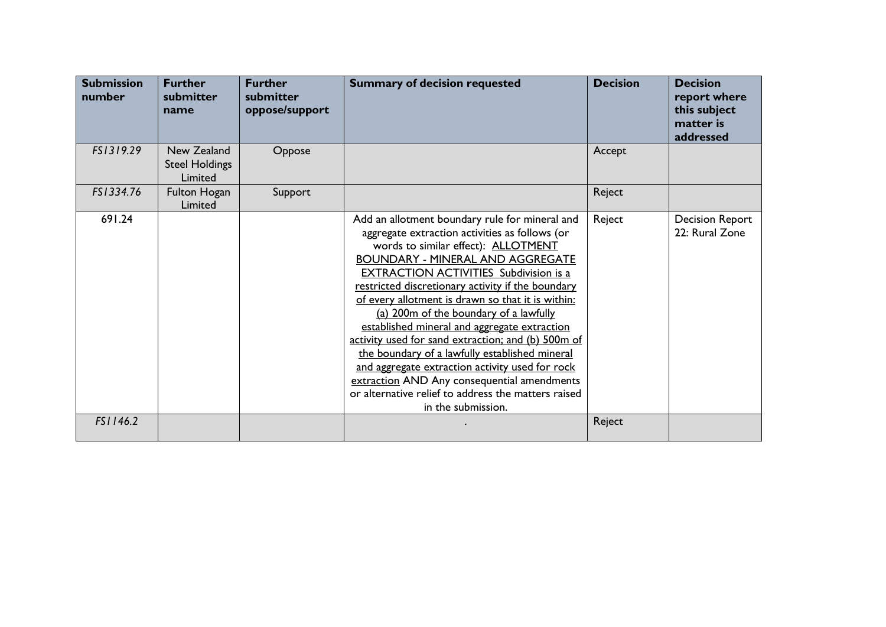| Submission number | Further submitter name | Further submitter oppose/support | Summary of decision requested | Decision | Decision report where this subject matter is addressed |
|---|---|---|---|---|---|
| *FS1319.29* | New Zealand Steel Holdings Limited | Oppose | | Accept | |
| *FS1334.76* | Fulton Hogan Limited | Support | | Reject | |
| 691.24 | | | Add an allotment boundary rule for mineral and aggregate extraction activities as follows (or words to similar effect): <u>ALLOTMENT BOUNDARY - MINERAL AND AGGREGATE EXTRACTION ACTIVITIES Subdivision is a restricted discretionary activity if the boundary of every allotment is drawn so that it is within: (a) 200m of the boundary of a lawfully established mineral and aggregate extraction activity used for sand extraction; and (b) 500m of the boundary of a lawfully established mineral and aggregate extraction activity used for rock extraction</u> AND Any consequential amendments or alternative relief to address the matters raised in the submission. | Reject | Decision Report 22: Rural Zone |
| *FS1146.2* | | | . | Reject | |